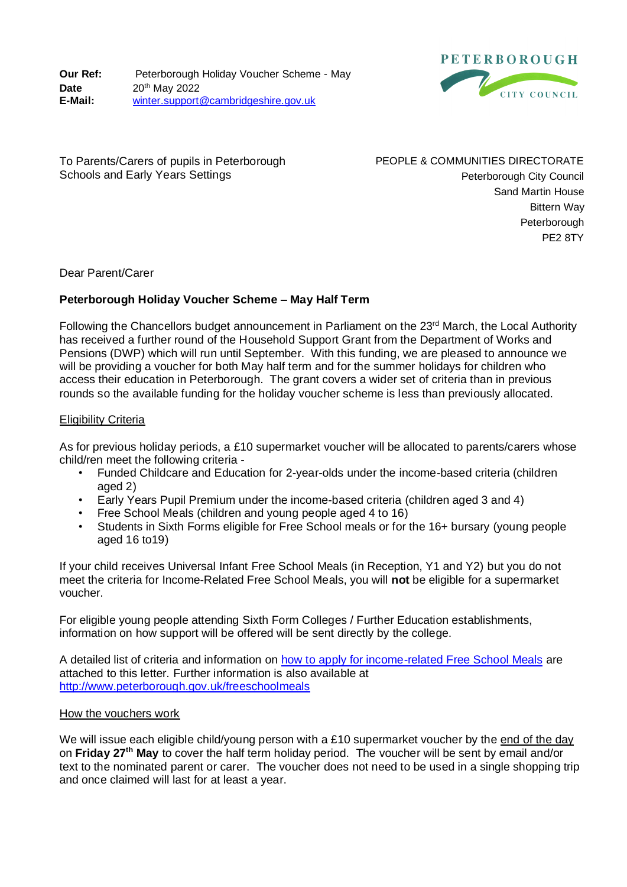**Our Ref:** Peterborough Holiday Voucher Scheme - May
**Date** 20th May 2022
**E-Mail:** winter.support@cambridgeshire.gov.uk

PETERBOROUGH CITY COUNCIL

To Parents/Carers of pupils in Peterborough Schools and Early Years Settings

PEOPLE & COMMUNITIES DIRECTORATE
Peterborough City Council
Sand Martin House
Bittern Way
Peterborough
PE2 8TY

Dear Parent/Carer

**Peterborough Holiday Voucher Scheme – May Half Term**

Following the Chancellors budget announcement in Parliament on the 23rd March, the Local Authority has received a further round of the Household Support Grant from the Department of Works and Pensions (DWP) which will run until September. With this funding, we are pleased to announce we will be providing a voucher for both May half term and for the summer holidays for children who access their education in Peterborough. The grant covers a wider set of criteria than in previous rounds so the available funding for the holiday voucher scheme is less than previously allocated.

Eligibility Criteria

As for previous holiday periods, a £10 supermarket voucher will be allocated to parents/carers whose child/ren meet the following criteria -

- Funded Childcare and Education for 2-year-olds under the income-based criteria (children aged 2)
- Early Years Pupil Premium under the income-based criteria (children aged 3 and 4)
- Free School Meals (children and young people aged 4 to 16)
- Students in Sixth Forms eligible for Free School meals or for the 16+ bursary (young people aged 16 to19)

If your child receives Universal Infant Free School Meals (in Reception, Y1 and Y2) but you do not meet the criteria for Income-Related Free School Meals, you will **not** be eligible for a supermarket voucher.

For eligible young people attending Sixth Form Colleges / Further Education establishments, information on how support will be offered will be sent directly by the college.

A detailed list of criteria and information on how to apply for income-related Free School Meals are attached to this letter. Further information is also available at http://www.peterborough.gov.uk/freeschoolmeals

How the vouchers work

We will issue each eligible child/young person with a £10 supermarket voucher by the end of the day on **Friday 27th May** to cover the half term holiday period. The voucher will be sent by email and/or text to the nominated parent or carer. The voucher does not need to be used in a single shopping trip and once claimed will last for at least a year.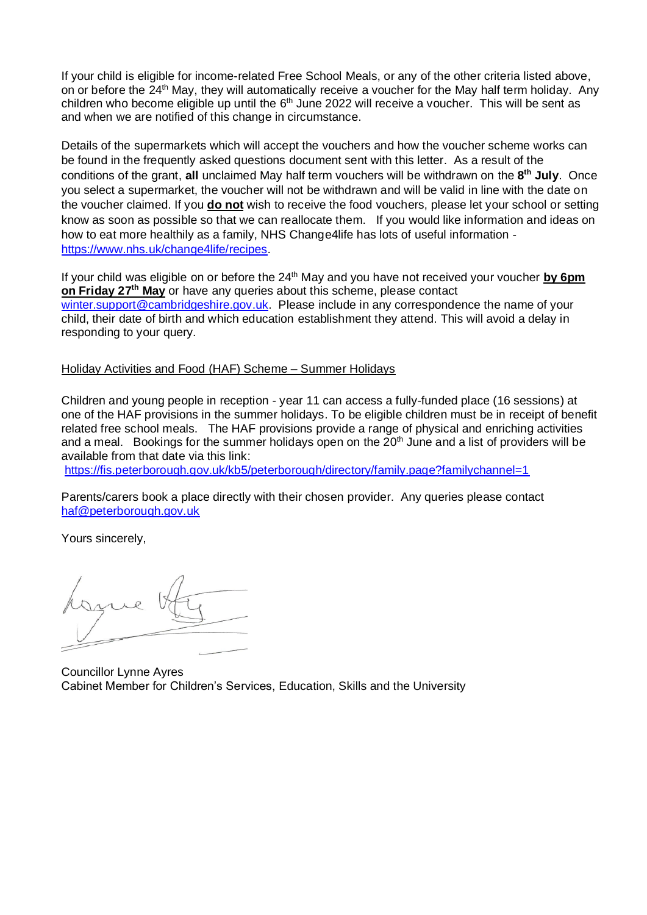If your child is eligible for income-related Free School Meals, or any of the other criteria listed above, on or before the 24th May, they will automatically receive a voucher for the May half term holiday. Any children who become eligible up until the 6th June 2022 will receive a voucher. This will be sent as and when we are notified of this change in circumstance.

Details of the supermarkets which will accept the vouchers and how the voucher scheme works can be found in the frequently asked questions document sent with this letter. As a result of the conditions of the grant, **all** unclaimed May half term vouchers will be withdrawn on the **8th July**. Once you select a supermarket, the voucher will not be withdrawn and will be valid in line with the date on the voucher claimed. If you **do not** wish to receive the food vouchers, please let your school or setting know as soon as possible so that we can reallocate them. If you would like information and ideas on how to eat more healthily as a family, NHS Change4life has lots of useful information - https://www.nhs.uk/change4life/recipes.

If your child was eligible on or before the 24th May and you have not received your voucher **by 6pm on Friday 27th May** or have any queries about this scheme, please contact winter.support@cambridgeshire.gov.uk. Please include in any correspondence the name of your child, their date of birth and which education establishment they attend. This will avoid a delay in responding to your query.

Holiday Activities and Food (HAF) Scheme – Summer Holidays

Children and young people in reception - year 11 can access a fully-funded place (16 sessions) at one of the HAF provisions in the summer holidays. To be eligible children must be in receipt of benefit related free school meals. The HAF provisions provide a range of physical and enriching activities and a meal. Bookings for the summer holidays open on the 20th June and a list of providers will be available from that date via this link:
https://fis.peterborough.gov.uk/kb5/peterborough/directory/family.page?familychannel=1

Parents/carers book a place directly with their chosen provider. Any queries please contact haf@peterborough.gov.uk

Yours sincerely,

Councillor Lynne Ayres
Cabinet Member for Children's Services, Education, Skills and the University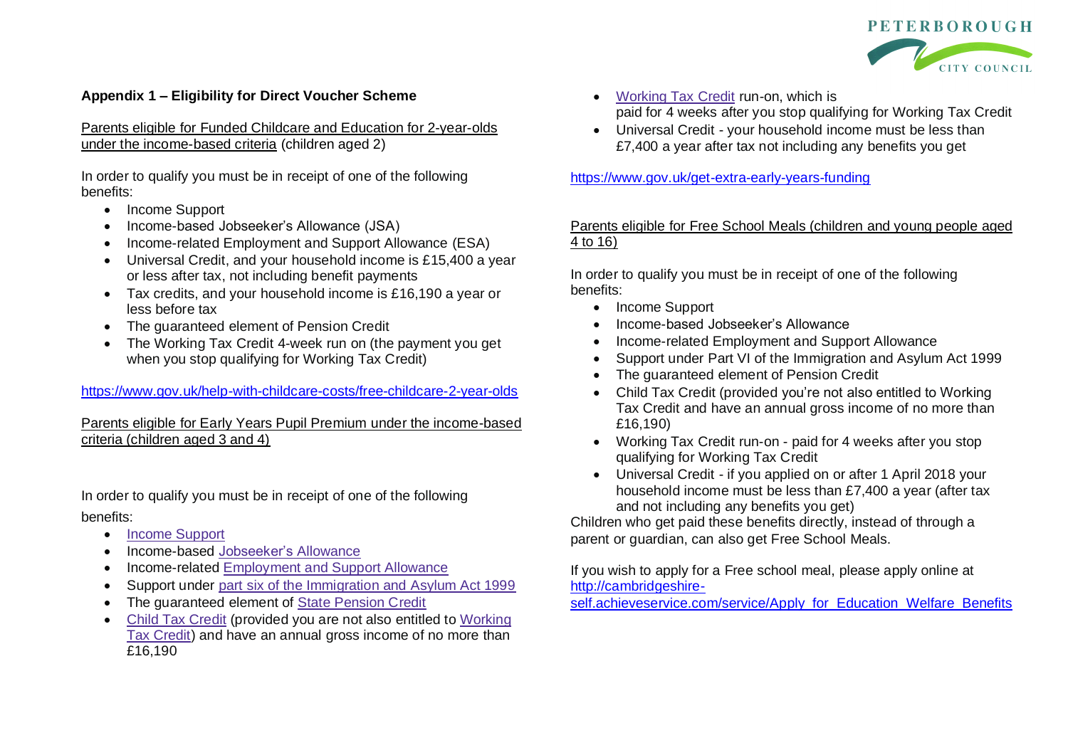**Appendix 1 – Eligibility for Direct Voucher Scheme**

Parents eligible for Funded Childcare and Education for 2-year-olds under the income-based criteria (children aged 2)

In order to qualify you must be in receipt of one of the following benefits:

- Income Support
- Income-based Jobseeker's Allowance (JSA)
- Income-related Employment and Support Allowance (ESA)
- Universal Credit, and your household income is £15,400 a year or less after tax, not including benefit payments
- Tax credits, and your household income is £16,190 a year or less before tax
- The guaranteed element of Pension Credit
- The Working Tax Credit 4-week run on (the payment you get when you stop qualifying for Working Tax Credit)

https://www.gov.uk/help-with-childcare-costs/free-childcare-2-year-olds

Parents eligible for Early Years Pupil Premium under the income-based criteria (children aged 3 and 4)

In order to qualify you must be in receipt of one of the following benefits:

- Income Support
- Income-based Jobseeker's Allowance
- Income-related Employment and Support Allowance
- Support under part six of the Immigration and Asylum Act 1999
- The guaranteed element of State Pension Credit
- Child Tax Credit (provided you are not also entitled to Working Tax Credit) and have an annual gross income of no more than £16,190
- Working Tax Credit run-on, which is paid for 4 weeks after you stop qualifying for Working Tax Credit
- Universal Credit - your household income must be less than £7,400 a year after tax not including any benefits you get

https://www.gov.uk/get-extra-early-years-funding

Parents eligible for Free School Meals (children and young people aged 4 to 16)

In order to qualify you must be in receipt of one of the following benefits:

- Income Support
- Income-based Jobseeker's Allowance
- Income-related Employment and Support Allowance
- Support under Part VI of the Immigration and Asylum Act 1999
- The guaranteed element of Pension Credit
- Child Tax Credit (provided you're not also entitled to Working Tax Credit and have an annual gross income of no more than £16,190)
- Working Tax Credit run-on - paid for 4 weeks after you stop qualifying for Working Tax Credit
- Universal Credit - if you applied on or after 1 April 2018 your household income must be less than £7,400 a year (after tax and not including any benefits you get)

Children who get paid these benefits directly, instead of through a parent or guardian, can also get Free School Meals.

If you wish to apply for a Free school meal, please apply online at http://cambridgeshire-self.achieveservice.com/service/Apply_for_Education_Welfare_Benefits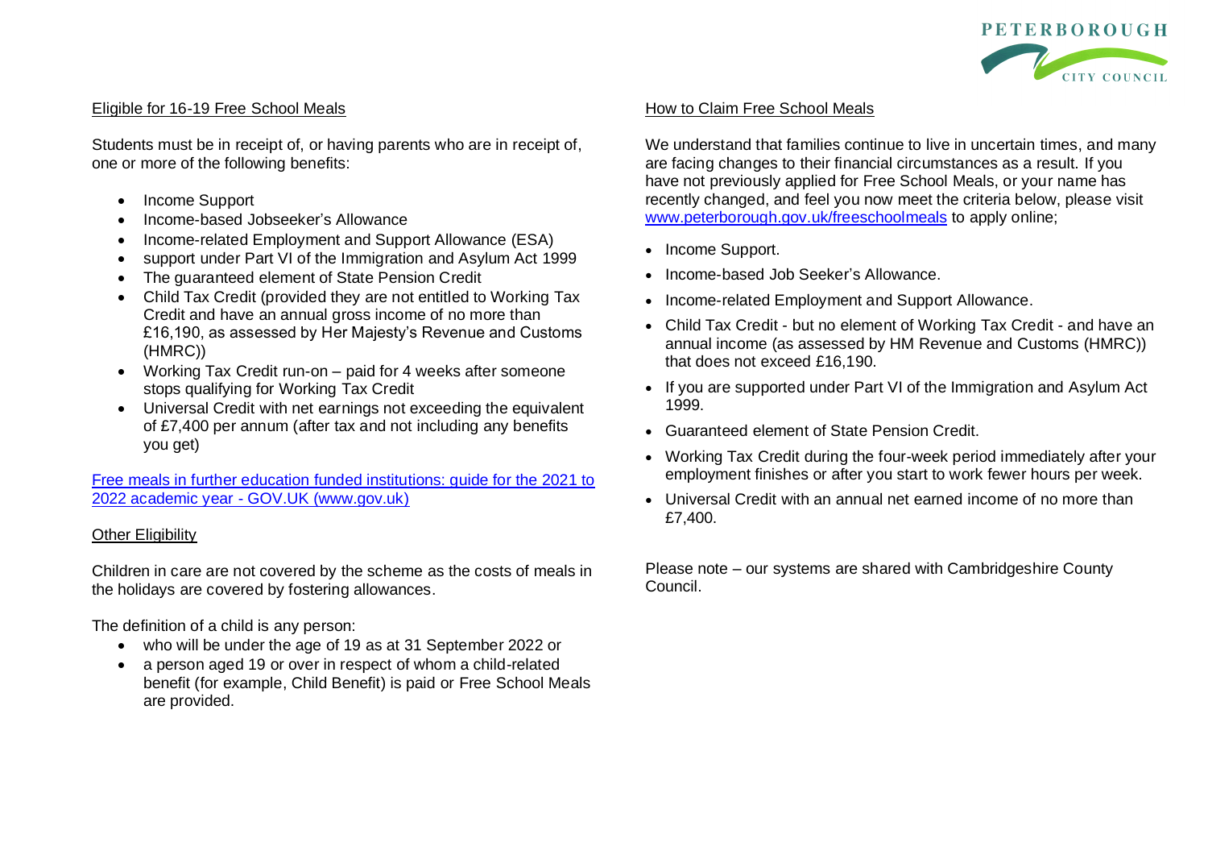## Eligible for 16-19 Free School Meals

Students must be in receipt of, or having parents who are in receipt of, one or more of the following benefits:

- Income Support
- Income-based Jobseeker's Allowance
- Income-related Employment and Support Allowance (ESA)
- support under Part VI of the Immigration and Asylum Act 1999
- The guaranteed element of State Pension Credit
- Child Tax Credit (provided they are not entitled to Working Tax Credit and have an annual gross income of no more than £16,190, as assessed by Her Majesty's Revenue and Customs (HMRC))
- Working Tax Credit run-on – paid for 4 weeks after someone stops qualifying for Working Tax Credit
- Universal Credit with net earnings not exceeding the equivalent of £7,400 per annum (after tax and not including any benefits you get)

[Free meals in further education funded institutions: guide for the 2021 to 2022 academic year - GOV.UK (www.gov.uk)]

## Other Eligibility

Children in care are not covered by the scheme as the costs of meals in the holidays are covered by fostering allowances.

The definition of a child is any person:

- who will be under the age of 19 as at 31 September 2022 or
- a person aged 19 or over in respect of whom a child-related benefit (for example, Child Benefit) is paid or Free School Meals are provided.

## How to Claim Free School Meals

We understand that families continue to live in uncertain times, and many are facing changes to their financial circumstances as a result. If you have not previously applied for Free School Meals, or your name has recently changed, and feel you now meet the criteria below, please visit www.peterborough.gov.uk/freeschoolmeals to apply online;

- Income Support.
- Income-based Job Seeker's Allowance.
- Income-related Employment and Support Allowance.
- Child Tax Credit - but no element of Working Tax Credit - and have an annual income (as assessed by HM Revenue and Customs (HMRC)) that does not exceed £16,190.
- If you are supported under Part VI of the Immigration and Asylum Act 1999.
- Guaranteed element of State Pension Credit.
- Working Tax Credit during the four-week period immediately after your employment finishes or after you start to work fewer hours per week.
- Universal Credit with an annual net earned income of no more than £7,400.

Please note – our systems are shared with Cambridgeshire County Council.